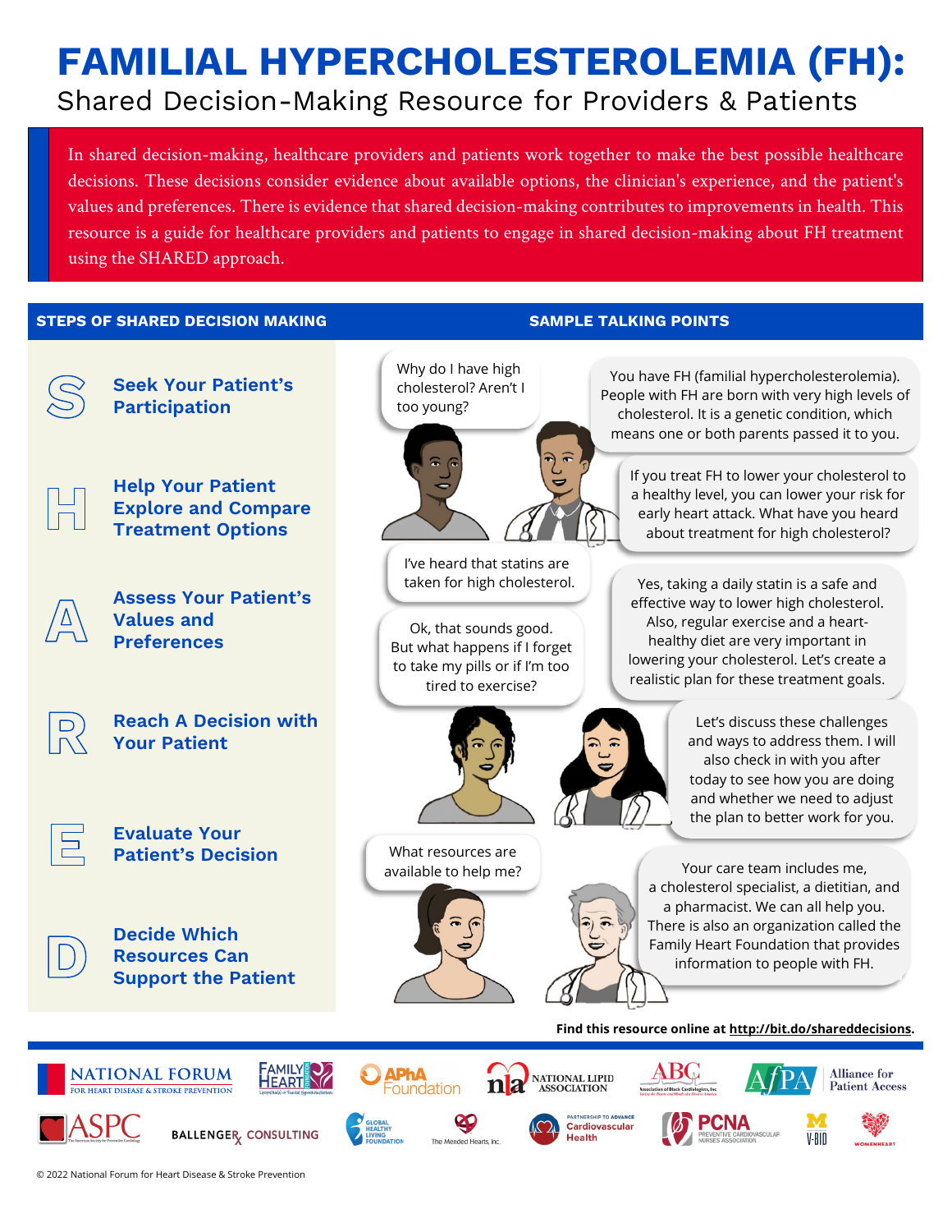# FAMILIAL HYPERCHOLESTEROLEMIA (FH):

## Shared Decision-Making Resource for Providers & Patients

In shared decision-making, healthcare providers and patients work together to make the best possible healthcare decisions. These decisions consider evidence about available options, the clinician's experience, and the patient's values and preferences. There is evidence that shared decision-making contributes to improvements in health. This resource is a guide for healthcare providers and patients to engage in shared decision-making about FH treatment using the SHARED approach.

| STEPS OF SHARED DECISION MAKING | SAMPLE TALKING POINTS |
|---|---|
| **S** — **Seek Your Patient's Participation** | Patient: Why do I have high cholesterol? Aren't I too young?<br>Provider: You have FH (familial hypercholesterolemia). People with FH are born with very high levels of cholesterol. It is a genetic condition, which means one or both parents passed it to you. |
| **H** — **Help Your Patient Explore and Compare Treatment Options** | Provider: If you treat FH to lower your cholesterol to a healthy level, you can lower your risk for early heart attack. What have you heard about treatment for high cholesterol? |
| **A** — **Assess Your Patient's Values and Preferences** | Patient: I've heard that statins are taken for high cholesterol.<br>Provider: Yes, taking a daily statin is a safe and effective way to lower high cholesterol. Also, regular exercise and a heart-healthy diet are very important in lowering your cholesterol. Let's create a realistic plan for these treatment goals. |
| **R** — **Reach A Decision with Your Patient** | Patient: Ok, that sounds good. But what happens if I forget to take my pills or if I'm too tired to exercise? |
| **E** — **Evaluate Your Patient's Decision** | Provider: Let's discuss these challenges and ways to address them. I will also check in with you after today to see how you are doing and whether we need to adjust the plan to better work for you. |
| **D** — **Decide Which Resources Can Support the Patient** | Patient: What resources are available to help me?<br>Provider: Your care team includes me, a cholesterol specialist, a dietitian, and a pharmacist. We can all help you. There is also an organization called the Family Heart Foundation that provides information to people with FH. |

**Find this resource online at http://bit.do/shareddecisions.**

National Forum for Heart Disease & Stroke Prevention · Family Heart Foundation · APhA Foundation · National Lipid Association · Association of Black Cardiologists, Inc. · Alliance for Patient Access · ASPC · Ballenger Rx Consulting · Global Healthy Living Foundation · The Mended Hearts, Inc. · Partnership to Advance Cardiovascular Health · PCNA Preventive Cardiovascular Nurses Association · M V-BID · WomenHeart

© 2022 National Forum for Heart Disease & Stroke Prevention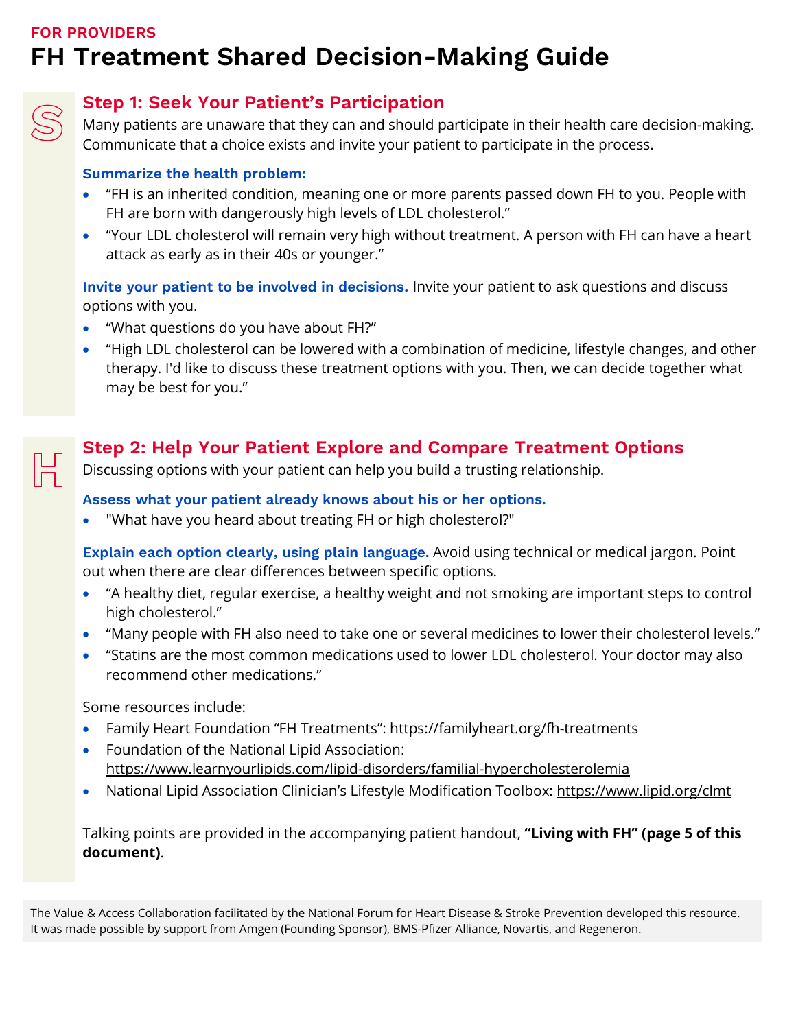FOR PROVIDERS

# FH Treatment Shared Decision-Making Guide

## Step 1: Seek Your Patient's Participation

Many patients are unaware that they can and should participate in their health care decision-making. Communicate that a choice exists and invite your patient to participate in the process.

**Summarize the health problem:**

- "FH is an inherited condition, meaning one or more parents passed down FH to you. People with FH are born with dangerously high levels of LDL cholesterol."
- "Your LDL cholesterol will remain very high without treatment. A person with FH can have a heart attack as early as in their 40s or younger."

**Invite your patient to be involved in decisions.** Invite your patient to ask questions and discuss options with you.

- "What questions do you have about FH?"
- "High LDL cholesterol can be lowered with a combination of medicine, lifestyle changes, and other therapy. I'd like to discuss these treatment options with you. Then, we can decide together what may be best for you."

## Step 2: Help Your Patient Explore and Compare Treatment Options

Discussing options with your patient can help you build a trusting relationship.

**Assess what your patient already knows about his or her options.**

- "What have you heard about treating FH or high cholesterol?"

**Explain each option clearly, using plain language.** Avoid using technical or medical jargon. Point out when there are clear differences between specific options.

- "A healthy diet, regular exercise, a healthy weight and not smoking are important steps to control high cholesterol."
- "Many people with FH also need to take one or several medicines to lower their cholesterol levels."
- "Statins are the most common medications used to lower LDL cholesterol. Your doctor may also recommend other medications."

Some resources include:

- Family Heart Foundation "FH Treatments": https://familyheart.org/fh-treatments
- Foundation of the National Lipid Association: https://www.learnyourlipids.com/lipid-disorders/familial-hypercholesterolemia
- National Lipid Association Clinician's Lifestyle Modification Toolbox: https://www.lipid.org/clmt

Talking points are provided in the accompanying patient handout, **"Living with FH" (page 5 of this document)**.

The Value & Access Collaboration facilitated by the National Forum for Heart Disease & Stroke Prevention developed this resource. It was made possible by support from Amgen (Founding Sponsor), BMS-Pfizer Alliance, Novartis, and Regeneron.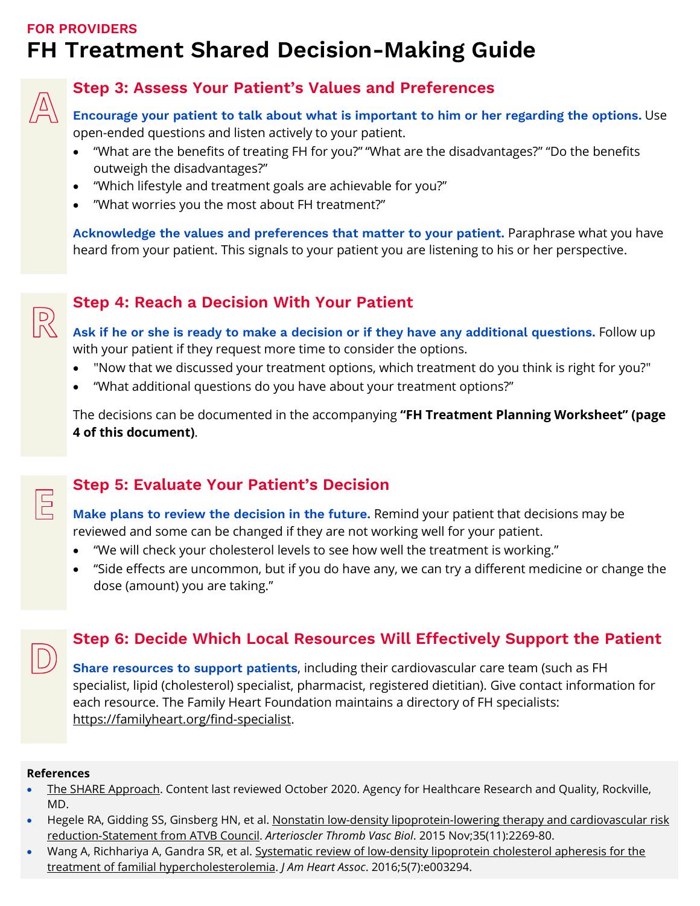FOR PROVIDERS

# FH Treatment Shared Decision-Making Guide

A

## Step 3: Assess Your Patient's Values and Preferences

**Encourage your patient to talk about what is important to him or her regarding the options.** Use open-ended questions and listen actively to your patient.

- "What are the benefits of treating FH for you?" "What are the disadvantages?" "Do the benefits outweigh the disadvantages?"
- "Which lifestyle and treatment goals are achievable for you?"
- "What worries you the most about FH treatment?"

**Acknowledge the values and preferences that matter to your patient.** Paraphrase what you have heard from your patient. This signals to your patient you are listening to his or her perspective.

R

## Step 4: Reach a Decision With Your Patient

**Ask if he or she is ready to make a decision or if they have any additional questions.** Follow up with your patient if they request more time to consider the options.

- "Now that we discussed your treatment options, which treatment do you think is right for you?"
- "What additional questions do you have about your treatment options?"

The decisions can be documented in the accompanying **"FH Treatment Planning Worksheet" (page 4 of this document)**.

E

## Step 5: Evaluate Your Patient's Decision

**Make plans to review the decision in the future.** Remind your patient that decisions may be reviewed and some can be changed if they are not working well for your patient.

- "We will check your cholesterol levels to see how well the treatment is working."
- "Side effects are uncommon, but if you do have any, we can try a different medicine or change the dose (amount) you are taking."

D

## Step 6: Decide Which Local Resources Will Effectively Support the Patient

**Share resources to support patients**, including their cardiovascular care team (such as FH specialist, lipid (cholesterol) specialist, pharmacist, registered dietitian). Give contact information for each resource. The Family Heart Foundation maintains a directory of FH specialists: https://familyheart.org/find-specialist.

**References**

- The SHARE Approach. Content last reviewed October 2020. Agency for Healthcare Research and Quality, Rockville, MD.
- Hegele RA, Gidding SS, Ginsberg HN, et al. Nonstatin low-density lipoprotein-lowering therapy and cardiovascular risk reduction-Statement from ATVB Council. *Arterioscler Thromb Vasc Biol*. 2015 Nov;35(11):2269-80.
- Wang A, Richhariya A, Gandra SR, et al. Systematic review of low-density lipoprotein cholesterol apheresis for the treatment of familial hypercholesterolemia. *J Am Heart Assoc*. 2016;5(7):e003294.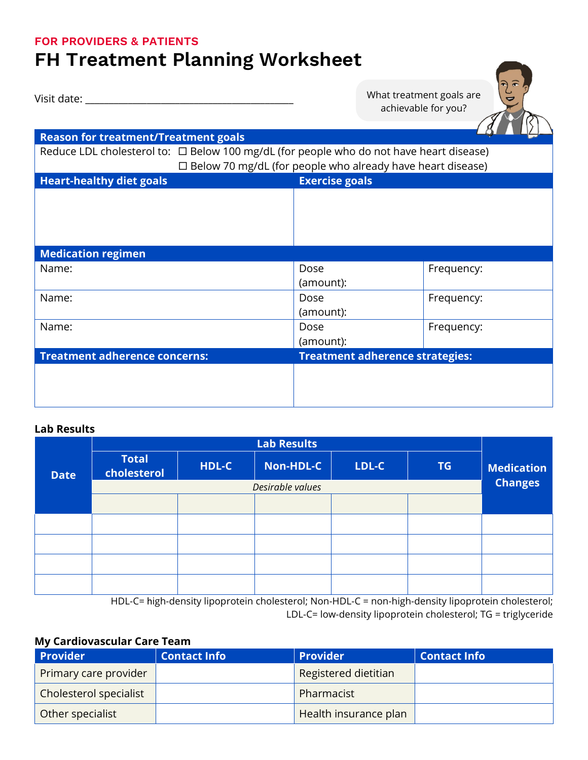FOR PROVIDERS & PATIENTS

# FH Treatment Planning Worksheet

Visit date: ________________________________________

What treatment goals are achievable for you?

| Reason for treatment/Treatment goals | | |
|---|---|---|
| Reduce LDL cholesterol to: ☐ Below 100 mg/dL (for people who do not have heart disease)<br>☐ Below 70 mg/dL (for people who already have heart disease) | | |

| Heart-healthy diet goals | Exercise goals |
|---|---|
| | |

| Medication regimen | | |
|---|---|---|
| Name: | Dose (amount): | Frequency: |
| Name: | Dose (amount): | Frequency: |
| Name: | Dose (amount): | Frequency: |

| Treatment adherence concerns: | Treatment adherence strategies: |
|---|---|
| | |

**Lab Results**

| Date | Lab Results | | | | | Medication Changes |
|---|---|---|---|---|---|---|
| | Total cholesterol | HDL-C | Non-HDL-C | LDL-C | TG | |
| | *Desirable values* | | | | | |
| | | | | | | |
| | | | | | | |
| | | | | | | |
| | | | | | | |
| | | | | | | |

HDL-C= high-density lipoprotein cholesterol; Non-HDL-C = non-high-density lipoprotein cholesterol; LDL-C= low-density lipoprotein cholesterol; TG = triglyceride

**My Cardiovascular Care Team**

| Provider | Contact Info | Provider | Contact Info |
|---|---|---|---|
| Primary care provider | | Registered dietitian | |
| Cholesterol specialist | | Pharmacist | |
| Other specialist | | Health insurance plan | |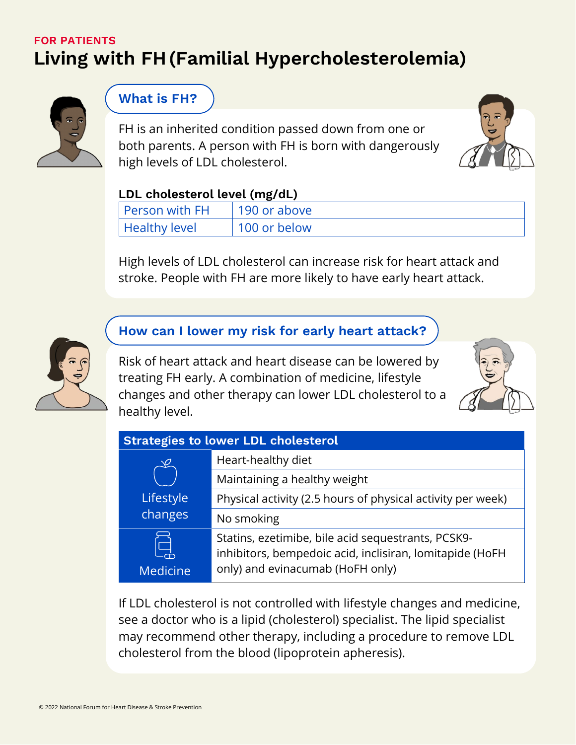FOR PATIENTS

# Living with FH (Familial Hypercholesterolemia)

## What is FH?

FH is an inherited condition passed down from one or both parents. A person with FH is born with dangerously high levels of LDL cholesterol.

**LDL cholesterol level (mg/dL)**

| Person with FH | 190 or above |
|---|---|
| Healthy level | 100 or below |

High levels of LDL cholesterol can increase risk for heart attack and stroke. People with FH are more likely to have early heart attack.

## How can I lower my risk for early heart attack?

Risk of heart attack and heart disease can be lowered by treating FH early. A combination of medicine, lifestyle changes and other therapy can lower LDL cholesterol to a healthy level.

| Strategies to lower LDL cholesterol | |
|---|---|
| Lifestyle changes | Heart-healthy diet |
| | Maintaining a healthy weight |
| | Physical activity (2.5 hours of physical activity per week) |
| | No smoking |
| Medicine | Statins, ezetimibe, bile acid sequestrants, PCSK9-inhibitors, bempedoic acid, inclisiran, lomitapide (HoFH only) and evinacumab (HoFH only) |

If LDL cholesterol is not controlled with lifestyle changes and medicine, see a doctor who is a lipid (cholesterol) specialist. The lipid specialist may recommend other therapy, including a procedure to remove LDL cholesterol from the blood (lipoprotein apheresis).

© 2022 National Forum for Heart Disease & Stroke Prevention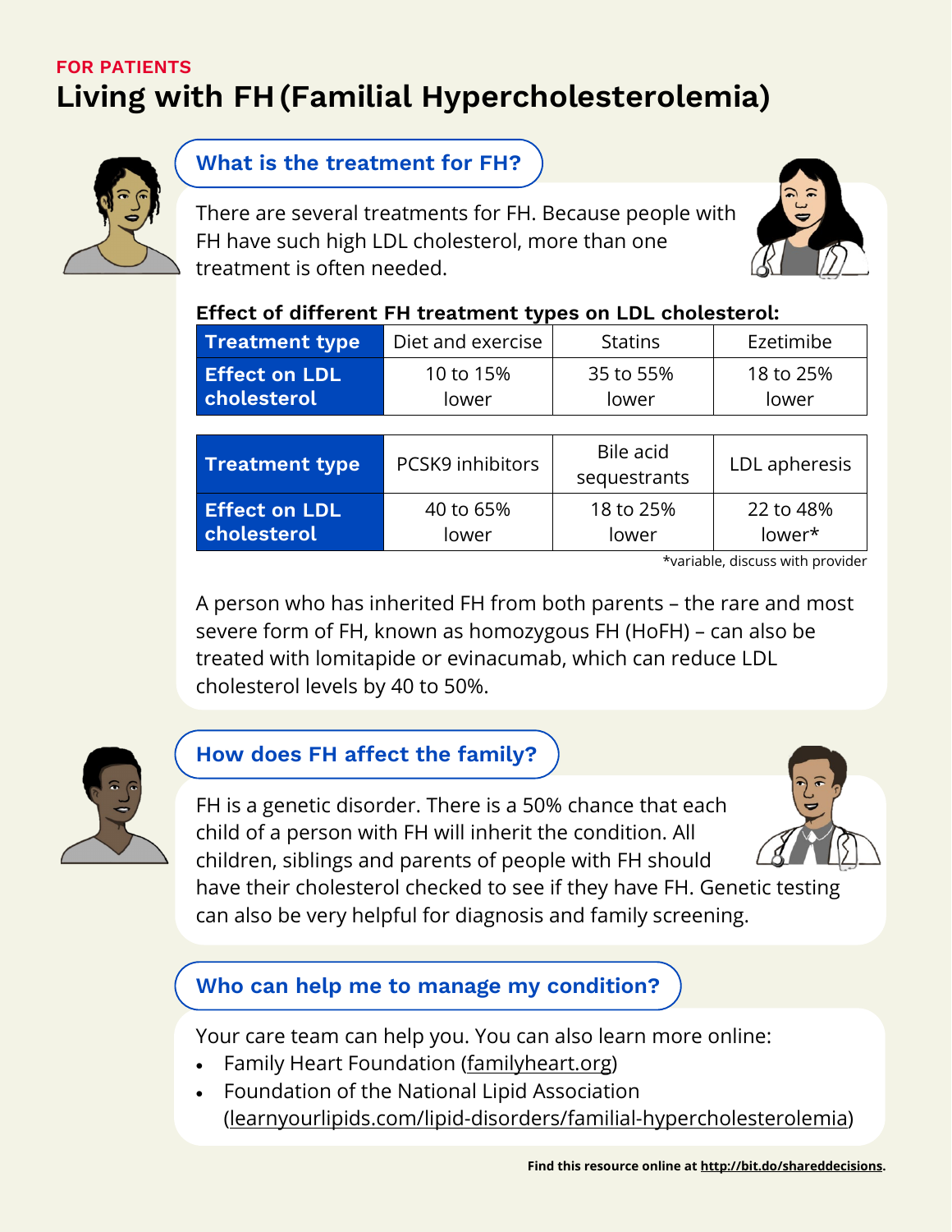FOR PATIENTS

# Living with FH (Familial Hypercholesterolemia)

## What is the treatment for FH?

There are several treatments for FH. Because people with FH have such high LDL cholesterol, more than one treatment is often needed.

**Effect of different FH treatment types on LDL cholesterol:**

| Treatment type | Diet and exercise | Statins | Ezetimibe |
|---|---|---|---|
| Effect on LDL cholesterol | 10 to 15% lower | 35 to 55% lower | 18 to 25% lower |

| Treatment type | PCSK9 inhibitors | Bile acid sequestrants | LDL apheresis |
|---|---|---|---|
| Effect on LDL cholesterol | 40 to 65% lower | 18 to 25% lower | 22 to 48% lower* |

*variable, discuss with provider

A person who has inherited FH from both parents – the rare and most severe form of FH, known as homozygous FH (HoFH) – can also be treated with lomitapide or evinacumab, which can reduce LDL cholesterol levels by 40 to 50%.

## How does FH affect the family?

FH is a genetic disorder. There is a 50% chance that each child of a person with FH will inherit the condition. All children, siblings and parents of people with FH should have their cholesterol checked to see if they have FH. Genetic testing can also be very helpful for diagnosis and family screening.

## Who can help me to manage my condition?

Your care team can help you. You can also learn more online:

- Family Heart Foundation (familyheart.org)
- Foundation of the National Lipid Association (learnyourlipids.com/lipid-disorders/familial-hypercholesterolemia)

**Find this resource online at http://bit.do/shareddecisions.**